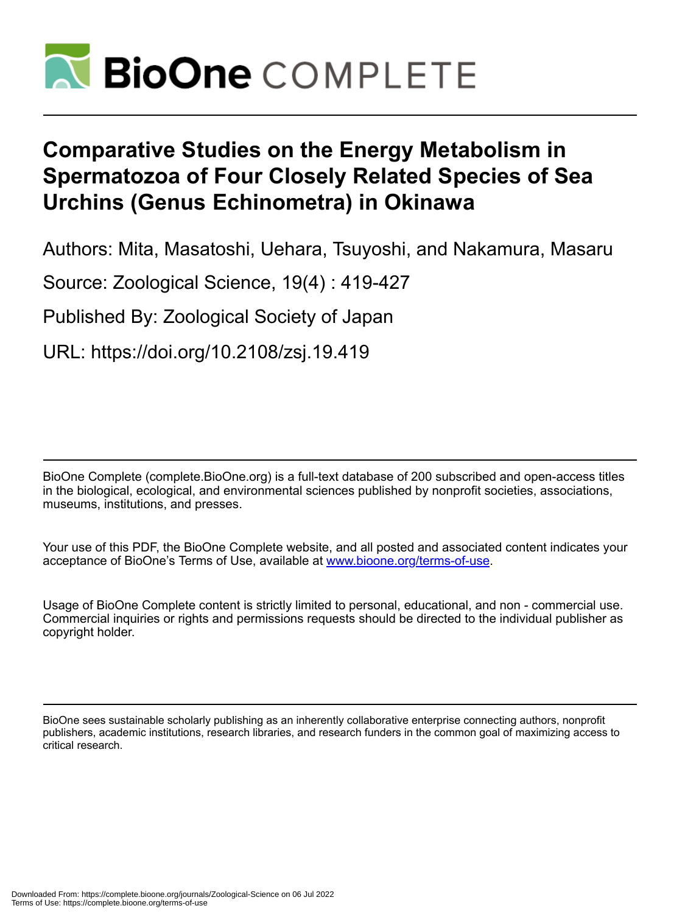# Comparative Studies on the Energy Metabolism in Spermatozoa of Four Closely Related Species of Sea Urchins (Genus Echinometra) in Okinawa

Authors: Mita, Masatoshi, Uehara, Tsuyoshi, and Nakamura, Masaru

Source: Zoological Science, 19(4) : 419-427

Published By: Zoological Society of Japan

URL: https://doi.org/10.2108/zsj.19.419

BioOne Complete (complete.BioOne.org) is a full-text database of 200 subscribed and open-access titles in the biological, ecological, and environmental sciences published by nonprofit societies, associations, museums, institutions, and presses.

Your use of this PDF, the BioOne Complete website, and all posted and associated content indicates your acceptance of BioOne's Terms of Use, available at www.bioone.org/terms-of-use.

Usage of BioOne Complete content is strictly limited to personal, educational, and non - commercial use. Commercial inquiries or rights and permissions requests should be directed to the individual publisher as copyright holder.

BioOne sees sustainable scholarly publishing as an inherently collaborative enterprise connecting authors, nonprofit publishers, academic institutions, research libraries, and research funders in the common goal of maximizing access to critical research.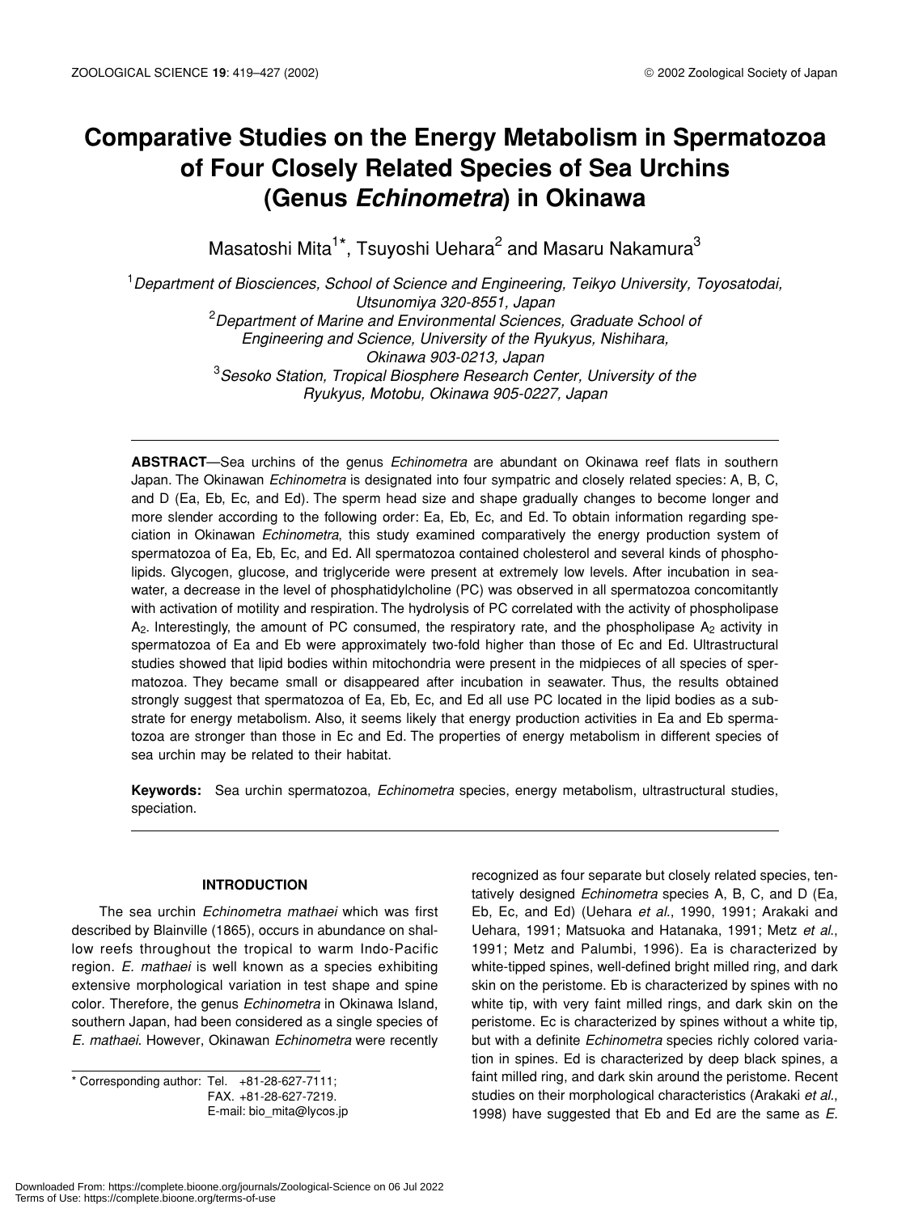# Comparative Studies on the Energy Metabolism in Spermatozoa of Four Closely Related Species of Sea Urchins (Genus *Echinometra*) in Okinawa

Masatoshi Mita[1]*, Tsuyoshi Uehara[2] and Masaru Nakamura[3]

[1]*Department of Biosciences, School of Science and Engineering, Teikyo University, Toyosatodai, Utsunomiya 320-8551, Japan*
[2]*Department of Marine and Environmental Sciences, Graduate School of Engineering and Science, University of the Ryukyus, Nishihara, Okinawa 903-0213, Japan*
[3]*Sesoko Station, Tropical Biosphere Research Center, University of the Ryukyus, Motobu, Okinawa 905-0227, Japan*

**ABSTRACT**—Sea urchins of the genus *Echinometra* are abundant on Okinawa reef flats in southern Japan. The Okinawan *Echinometra* is designated into four sympatric and closely related species: A, B, C, and D (Ea, Eb, Ec, and Ed). The sperm head size and shape gradually changes to become longer and more slender according to the following order: Ea, Eb, Ec, and Ed. To obtain information regarding speciation in Okinawan *Echinometra*, this study examined comparatively the energy production system of spermatozoa of Ea, Eb, Ec, and Ed. All spermatozoa contained cholesterol and several kinds of phospholipids. Glycogen, glucose, and triglyceride were present at extremely low levels. After incubation in seawater, a decrease in the level of phosphatidylcholine (PC) was observed in all spermatozoa concomitantly with activation of motility and respiration. The hydrolysis of PC correlated with the activity of phospholipase $A_2$. Interestingly, the amount of PC consumed, the respiratory rate, and the phospholipase $A_2$ activity in spermatozoa of Ea and Eb were approximately two-fold higher than those of Ec and Ed. Ultrastructural studies showed that lipid bodies within mitochondria were present in the midpieces of all species of spermatozoa. They became small or disappeared after incubation in seawater. Thus, the results obtained strongly suggest that spermatozoa of Ea, Eb, Ec, and Ed all use PC located in the lipid bodies as a substrate for energy metabolism. Also, it seems likely that energy production activities in Ea and Eb spermatozoa are stronger than those in Ec and Ed. The properties of energy metabolism in different species of sea urchin may be related to their habitat.

**Keywords:** Sea urchin spermatozoa, *Echinometra* species, energy metabolism, ultrastructural studies, speciation.

## INTRODUCTION

The sea urchin *Echinometra mathaei* which was first described by Blainville (1865), occurs in abundance on shallow reefs throughout the tropical to warm Indo-Pacific region. *E. mathaei* is well known as a species exhibiting extensive morphological variation in test shape and spine color. Therefore, the genus *Echinometra* in Okinawa Island, southern Japan, had been considered as a single species of *E. mathaei*. However, Okinawan *Echinometra* were recently recognized as four separate but closely related species, tentatively designed *Echinometra* species A, B, C, and D (Ea, Eb, Ec, and Ed) (Uehara *et al*., 1990, 1991; Arakaki and Uehara, 1991; Matsuoka and Hatanaka, 1991; Metz *et al*., 1991; Metz and Palumbi, 1996). Ea is characterized by white-tipped spines, well-defined bright milled ring, and dark skin on the peristome. Eb is characterized by spines with no white tip, with very faint milled rings, and dark skin on the peristome. Ec is characterized by spines without a white tip, but with a definite *Echinometra* species richly colored variation in spines. Ed is characterized by deep black spines, a faint milled ring, and dark skin around the peristome. Recent studies on their morphological characteristics (Arakaki *et al*., 1998) have suggested that Eb and Ed are the same as *E.*

* Corresponding author: Tel. +81-28-627-7111;
FAX. +81-28-627-7219.
E-mail: bio_mita@lycos.jp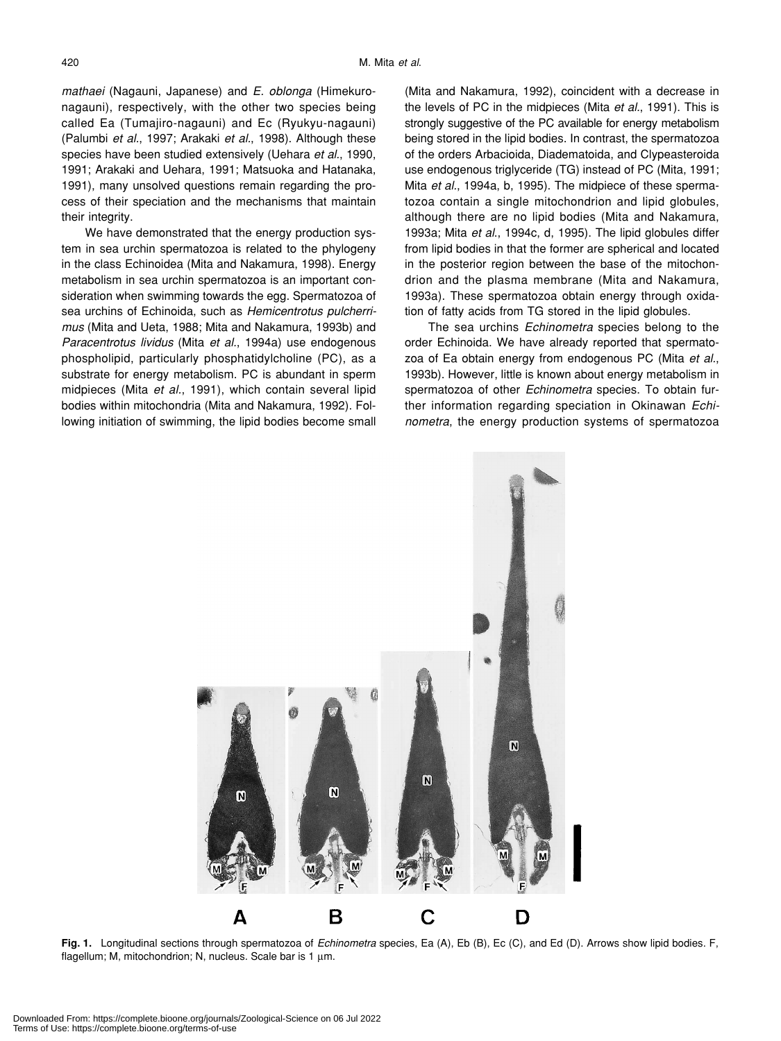*mathaei* (Nagauni, Japanese) and *E. oblonga* (Himekuro-nagauni), respectively, with the other two species being called Ea (Tumajiro-nagauni) and Ec (Ryukyu-nagauni) (Palumbi *et al*., 1997; Arakaki *et al*., 1998). Although these species have been studied extensively (Uehara *et al*., 1990, 1991; Arakaki and Uehara, 1991; Matsuoka and Hatanaka, 1991), many unsolved questions remain regarding the process of their speciation and the mechanisms that maintain their integrity.

We have demonstrated that the energy production system in sea urchin spermatozoa is related to the phylogeny in the class Echinoidea (Mita and Nakamura, 1998). Energy metabolism in sea urchin spermatozoa is an important consideration when swimming towards the egg. Spermatozoa of sea urchins of Echinoida, such as *Hemicentrotus pulcherrimus* (Mita and Ueta, 1988; Mita and Nakamura, 1993b) and *Paracentrotus lividus* (Mita *et al*., 1994a) use endogenous phospholipid, particularly phosphatidylcholine (PC), as a substrate for energy metabolism. PC is abundant in sperm midpieces (Mita *et al*., 1991), which contain several lipid bodies within mitochondria (Mita and Nakamura, 1992). Following initiation of swimming, the lipid bodies become small (Mita and Nakamura, 1992), coincident with a decrease in the levels of PC in the midpieces (Mita *et al*., 1991). This is strongly suggestive of the PC available for energy metabolism being stored in the lipid bodies. In contrast, the spermatozoa of the orders Arbacioida, Diadematoida, and Clypeasteroida use endogenous triglyceride (TG) instead of PC (Mita, 1991; Mita *et al*., 1994a, b, 1995). The midpiece of these spermatozoa contain a single mitochondrion and lipid globules, although there are no lipid bodies (Mita and Nakamura, 1993a; Mita *et al*., 1994c, d, 1995). The lipid globules differ from lipid bodies in that the former are spherical and located in the posterior region between the base of the mitochondrion and the plasma membrane (Mita and Nakamura, 1993a). These spermatozoa obtain energy through oxidation of fatty acids from TG stored in the lipid globules.

The sea urchins *Echinometra* species belong to the order Echinoida. We have already reported that spermatozoa of Ea obtain energy from endogenous PC (Mita *et al*., 1993b). However, little is known about energy metabolism in spermatozoa of other *Echinometra* species. To obtain further information regarding speciation in Okinawan *Echinometra*, the energy production systems of spermatozoa

**Fig. 1.** Longitudinal sections through spermatozoa of *Echinometra* species, Ea (A), Eb (B), Ec (C), and Ed (D). Arrows show lipid bodies. F, flagellum; M, mitochondrion; N, nucleus. Scale bar is 1 μm.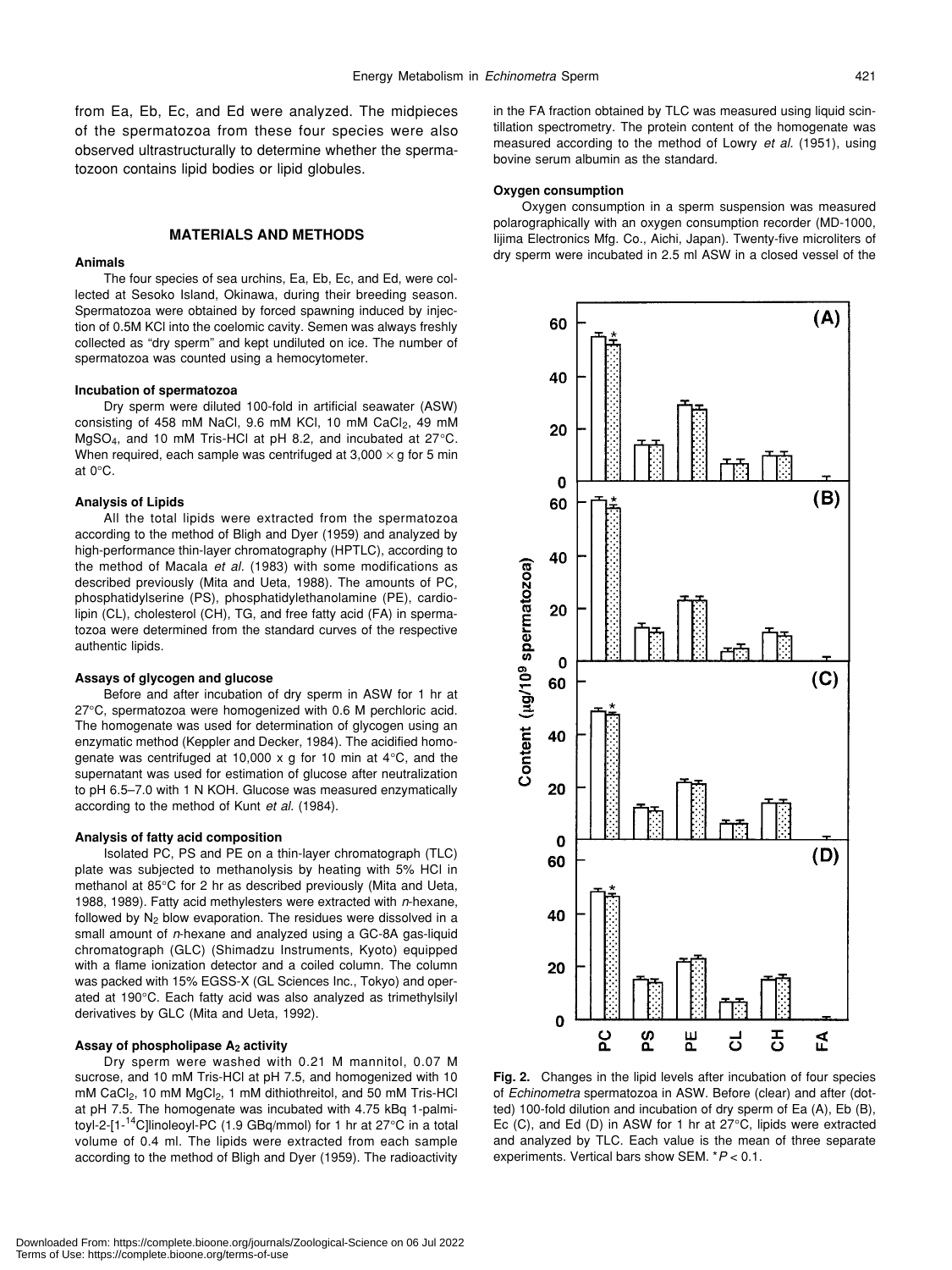from Ea, Eb, Ec, and Ed were analyzed. The midpieces of the spermatozoa from these four species were also observed ultrastructurally to determine whether the spermatozoon contains lipid bodies or lipid globules.

## MATERIALS AND METHODS

### Animals

The four species of sea urchins, Ea, Eb, Ec, and Ed, were collected at Sesoko Island, Okinawa, during their breeding season. Spermatozoa were obtained by forced spawning induced by injection of 0.5M KCl into the coelomic cavity. Semen was always freshly collected as "dry sperm" and kept undiluted on ice. The number of spermatozoa was counted using a hemocytometer.

### Incubation of spermatozoa

Dry sperm were diluted 100-fold in artificial seawater (ASW) consisting of 458 mM NaCl, 9.6 mM KCl, 10 mM $CaCl_2$, 49 mM $MgSO_4$, and 10 mM Tris-HCl at pH 8.2, and incubated at 27°C. When required, each sample was centrifuged at 3,000 × g for 5 min at 0°C.

### Analysis of Lipids

All the total lipids were extracted from the spermatozoa according to the method of Bligh and Dyer (1959) and analyzed by high-performance thin-layer chromatography (HPTLC), according to the method of Macala *et al.* (1983) with some modifications as described previously (Mita and Ueta, 1988). The amounts of PC, phosphatidylserine (PS), phosphatidylethanolamine (PE), cardiolipin (CL), cholesterol (CH), TG, and free fatty acid (FA) in spermatozoa were determined from the standard curves of the respective authentic lipids.

### Assays of glycogen and glucose

Before and after incubation of dry sperm in ASW for 1 hr at 27°C, spermatozoa were homogenized with 0.6 M perchloric acid. The homogenate was used for determination of glycogen using an enzymatic method (Keppler and Decker, 1984). The acidified homogenate was centrifuged at 10,000 x g for 10 min at 4°C, and the supernatant was used for estimation of glucose after neutralization to pH 6.5–7.0 with 1 N KOH. Glucose was measured enzymatically according to the method of Kunt *et al.* (1984).

### Analysis of fatty acid composition

Isolated PC, PS and PE on a thin-layer chromatograph (TLC) plate was subjected to methanolysis by heating with 5% HCl in methanol at 85°C for 2 hr as described previously (Mita and Ueta, 1988, 1989). Fatty acid methylesters were extracted with *n*-hexane, followed by $N_2$ blow evaporation. The residues were dissolved in a small amount of *n*-hexane and analyzed using a GC-8A gas-liquid chromatograph (GLC) (Shimadzu Instruments, Kyoto) equipped with a flame ionization detector and a coiled column. The column was packed with 15% EGSS-X (GL Sciences Inc., Tokyo) and operated at 190°C. Each fatty acid was also analyzed as trimethylsilyl derivatives by GLC (Mita and Ueta, 1992).

### Assay of phospholipase $A_2$ activity

Dry sperm were washed with 0.21 M mannitol, 0.07 M sucrose, and 10 mM Tris-HCl at pH 7.5, and homogenized with 10 mM $CaCl_2$, 10 mM $MgCl_2$, 1 mM dithiothreitol, and 50 mM Tris-HCl at pH 7.5. The homogenate was incubated with 4.75 kBq 1-palmitoyl-2-[1-$^{14}$C]linoleoyl-PC (1.9 GBq/mmol) for 1 hr at 27°C in a total volume of 0.4 ml. The lipids were extracted from each sample according to the method of Bligh (1959). The radioactivity in the FA fraction obtained by TLC was measured using liquid scintillation spectrometry. The protein content of the homogenate was measured according to the method of Lowry *et al.* (1951), using bovine serum albumin as the standard.

### Oxygen consumption

Oxygen consumption in a sperm suspension was measured polarographically with an oxygen consumption recorder (MD-1000, Iijima Electronics Mfg. Co., Aichi, Japan). Twenty-five microliters of dry sperm were incubated in 2.5 ml ASW in a closed vessel of the

**Fig. 2.** Changes in the lipid levels after incubation of four species of *Echinometra* spermatozoa in ASW. Before (clear) and after (dotted) 100-fold dilution and incubation of dry sperm of Ea (A), Eb (B), Ec (C), and Ed (D) in ASW for 1 hr at 27°C, lipids were extracted and analyzed by TLC. Each value is the mean of three separate experiments. Vertical bars show SEM. *$P < 0.1$.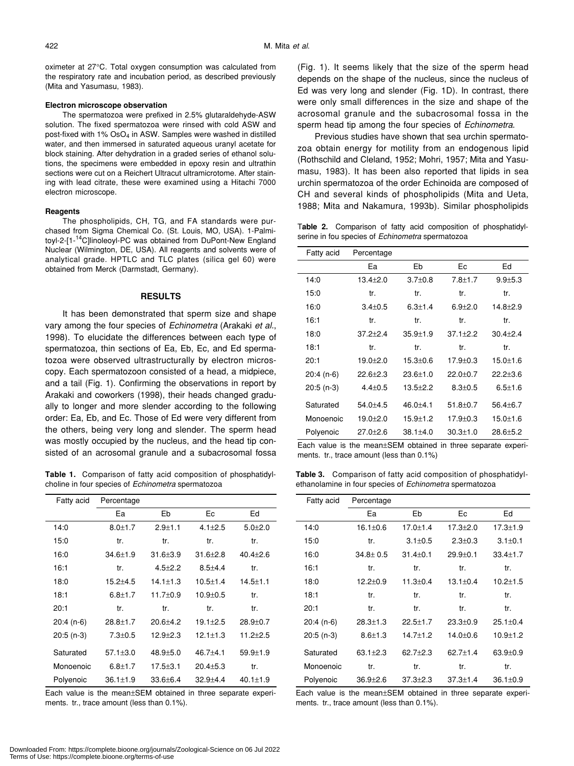oximeter at 27°C. Total oxygen consumption was calculated from the respiratory rate and incubation period, as described previously (Mita and Yasumasu, 1983).

#### Electron microscope observation

The spermatozoa were prefixed in 2.5% glutaraldehyde-ASW solution. The fixed spermatozoa were rinsed with cold ASW and post-fixed with 1% $OsO_4$ in ASW. Samples were washed in distilled water, and then immersed in saturated aqueous uranyl acetate for block staining. After dehydration in a graded series of ethanol solutions, the specimens were embedded in epoxy resin and ultrathin sections were cut on a Reichert Ultracut ultramicrotome. After staining with lead citrate, these were examined using a Hitachi 7000 electron microscope.

#### Reagents

The phospholipids, CH, TG, and FA standards were purchased from Sigma Chemical Co. (St. Louis, MO, USA). 1-Palmitoyl-2-[1-$^{14}$C]linoleoyl-PC was obtained from DuPont-New England Nuclear (Wilmington, DE, USA). All reagents and solvents were of analytical grade. HPTLC and TLC plates (silica gel 60) were obtained from Merck (Darmstadt, Germany).

## RESULTS

It has been demonstrated that sperm size and shape vary among the four species of *Echinometra* (Arakaki *et al*., 1998). To elucidate the differences between each type of spermatozoa, thin sections of Ea, Eb, Ec, and Ed spermatozoa were observed ultrastructurally by electron microscopy. Each spermatozoon consisted of a head, a midpiece, and a tail (Fig. 1). Confirming the observations in report by Arakaki and coworkers (1998), their heads changed gradually to longer and more slender according to the following order: Ea, Eb, and Ec. Those of Ed were very different from the others, being very long and slender. The sperm head was mostly occupied by the nucleus, and the head tip consisted of an acrosomal granule and a subacrosomal fossa (Fig. 1). It seems likely that the size of the sperm head depends on the shape of the nucleus, since the nucleus of Ed was very long and slender (Fig. 1D). In contrast, there were only small differences in the size and shape of the acrosomal granule and the subacrosomal fossa in the sperm head tip among the four species of *Echinometra*.

Previous studies have shown that sea urchin spermatozoa obtain energy for motility from an endogenous lipid (Rothschild and Cleland, 1952; Mohri, 1957; Mita and Yasumasu, 1983). It has been also reported that lipids in sea urchin spermatozoa of the order Echinoida are composed of CH and several kinds of phospholipids (Mita and Ueta, 1988; Mita and Nakamura, 1993b). Similar phospholipids

**Table 1.** Comparison of fatty acid composition of phosphatidylcholine in four species of *Echinometra* spermatozoa

| Fatty acid | Percentage | | | |
|---|---|---|---|---|
| | Ea | Eb | Ec | Ed |
| 14:0 | 8.0±1.7 | 2.9±1.1 | 4.1±2.5 | 5.0±2.0 |
| 15:0 | tr. | tr. | tr. | tr. |
| 16:0 | 34.6±1.9 | 31.6±3.9 | 31.6±2.8 | 40.4±2.6 |
| 16:1 | tr. | 4.5±2.2 | 8.5±4.4 | tr. |
| 18:0 | 15.2±4.5 | 14.1±1.3 | 10.5±1.4 | 14.5±1.1 |
| 18:1 | 6.8±1.7 | 11.7±0.9 | 10.9±0.5 | tr. |
| 20:1 | tr. | tr. | tr. | tr. |
| 20:4 (n-6) | 28.8±1.7 | 20.6±4.2 | 19.1±2.5 | 28.9±0.7 |
| 20:5 (n-3) | 7.3±0.5 | 12.9±2.3 | 12.1±1.3 | 11.2±2.5 |
| Saturated | 57.1±3.0 | 48.9±5.0 | 46.7±4.1 | 59.9±1.9 |
| Monoenoic | 6.8±1.7 | 17.5±3.1 | 20.4±5.3 | tr. |
| Polyenoic | 36.1±1.9 | 33.6±6.4 | 32.9±4.4 | 40.1±1.9 |

Each value is the mean±SEM obtained in three separate experiments. tr., trace amount (less than 0.1%).

**Table 2.** Comparison of fatty acid composition of phosphatidylserine in fou species of *Echinometra* spermatozoa

| Fatty acid | Percentage | | | |
|---|---|---|---|---|
| | Ea | Eb | Ec | Ed |
| 14:0 | 13.4±2.0 | 3.7±0.8 | 7.8±1.7 | 9.9±5.3 |
| 15:0 | tr. | tr. | tr. | tr. |
| 16:0 | 3.4±0.5 | 6.3±1.4 | 6.9±2.0 | 14.8±2.9 |
| 16:1 | tr. | tr. | tr. | tr. |
| 18:0 | 37.2±2.4 | 35.9±1.9 | 37.1±2.2 | 30.4±2.4 |
| 18:1 | tr. | tr. | tr. | tr. |
| 20:1 | 19.0±2.0 | 15.3±0.6 | 17.9±0.3 | 15.0±1.6 |
| 20:4 (n-6) | 22.6±2.3 | 23.6±1.0 | 22.0±0.7 | 22.2±3.6 |
| 20:5 (n-3) | 4.4±0.5 | 13.5±2.2 | 8.3±0.5 | 6.5±1.6 |
| Saturated | 54.0±4.5 | 46.0±4.1 | 51.8±0.7 | 56.4±6.7 |
| Monoenoic | 19.0±2.0 | 15.9±1.2 | 17.9±0.3 | 15.0±1.6 |
| Polyenoic | 27.0±2.6 | 38.1±4.0 | 30.3±1.0 | 28.6±5.2 |

Each value is the mean±SEM obtained in three separate experiments. tr., trace amount (less than 0.1%)

**Table 3.** Comparison of fatty acid composition of phosphatidylethanolamine in four species of *Echinometra* spermatozoa

| Fatty acid | Percentage | | | |
|---|---|---|---|---|
| | Ea | Eb | Ec | Ed |
| 14:0 | 16.1±0.6 | 17.0±1.4 | 17.3±2.0 | 17.3±1.9 |
| 15:0 | tr. | 3.1±0.5 | 2.3±0.3 | 3.1±0.1 |
| 16:0 | 34.8± 0.5 | 31.4±0.1 | 29.9±0.1 | 33.4±1.7 |
| 16:1 | tr. | tr. | tr. | tr. |
| 18:0 | 12.2±0.9 | 11.3±0.4 | 13.1±0.4 | 10.2±1.5 |
| 18:1 | tr. | tr. | tr. | tr. |
| 20:1 | tr. | tr. | tr. | tr. |
| 20:4 (n-6) | 28.3±1.3 | 22.5±1.7 | 23.3±0.9 | 25.1±0.4 |
| 20:5 (n-3) | 8.6±1.3 | 14.7±1.2 | 14.0±0.6 | 10.9±1.2 |
| Saturated | 63.1±2.3 | 62.7±2.3 | 62.7±1.4 | 63.9±0.9 |
| Monoenoic | tr. | tr. | tr. | tr. |
| Polyenoic | 36.9±2.6 | 37.3±2.3 | 37.3±1.4 | 36.1±0.9 |

Each value is the mean±SEM obtained in three separate experiments. tr., trace amount (less than 0.1%).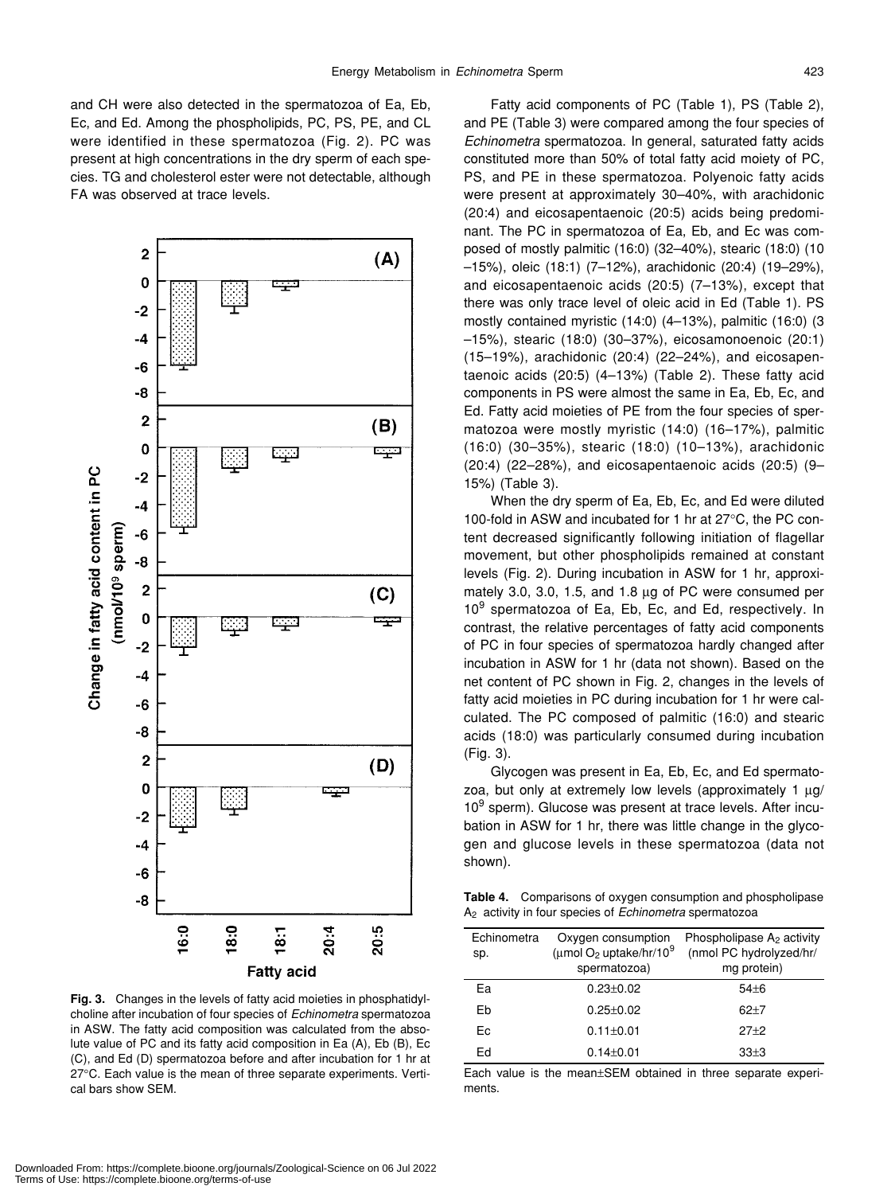and CH were also detected in the spermatozoa of Ea, Eb, Ec, and Ed. Among the phospholipids, PC, PS, PE, and CL were identified in these spermatozoa (Fig. 2). PC was present at high concentrations in the dry sperm of each species. TG and cholesterol ester were not detectable, although FA was observed at trace levels.

**Fig. 3.** Changes in the levels of fatty acid moieties in phosphatidylcholine after incubation of four species of *Echinometra* spermatozoa in ASW. The fatty acid composition was calculated from the absolute value of PC and its fatty acid composition in Ea (A), Eb (B), Ec (C), and Ed (D) spermatozoa before and after incubation for 1 hr at 27°C. Each value is the mean of three separate experiments. Vertical bars show SEM.

Fatty acid components of PC (Table 1), PS (Table 2), and PE (Table 3) were compared among the four species of *Echinometra* spermatozoa. In general, saturated fatty acids constituted more than 50% of total fatty acid moiety of PC, PS, and PE in these spermatozoa. Polyenoic fatty acids were present at approximately 30–40%, with arachidonic (20:4) and eicosapentaenoic (20:5) acids being predominant. The PC in spermatozoa of Ea, Eb, and Ec was composed of mostly palmitic (16:0) (32–40%), stearic (18:0) (10–15%), oleic (18:1) (7–12%), arachidonic (20:4) (19–29%), and eicosapentaenoic acids (20:5) (7–13%), except that there was only trace level of oleic acid in Ed (Table 1). PS mostly contained myristic (14:0) (4–13%), palmitic (16:0) (3–15%), stearic (18:0) (30–37%), eicosamonoenoic (20:1) (15–19%), arachidonic (20:4) (22–24%), and eicosapentaenoic acids (20:5) (4–13%) (Table 2). These fatty acid components in PS were almost the same in Ea, Eb, Ec, and Ed. Fatty acid moieties of PE from the four species of spermatozoa were mostly myristic (14:0) (16–17%), palmitic (16:0) (30–35%), stearic (18:0) (10–13%), arachidonic (20:4) (22–28%), and eicosapentaenoic acids (20:5) (9–15%) (Table 3).

When the dry sperm of Ea, Eb, Ec, and Ed were diluted 100-fold in ASW and incubated for 1 hr at 27°C, the PC content decreased significantly following initiation of flagellar movement, but other phospholipids remained at constant levels (Fig. 2). During incubation in ASW for 1 hr, approximately 3.0, 3.0, 1.5, and 1.8 μg of PC were consumed per $10^9$ spermatozoa of Ea, Eb, Ec, and Ed, respectively. In contrast, the relative percentages of fatty acid components of PC in four species of spermatozoa hardly changed after incubation in ASW for 1 hr (data not shown). Based on the net content of PC shown in Fig. 2, changes in the levels of fatty acid moieties in PC during incubation for 1 hr were calculated. The PC composed of palmitic (16:0) and stearic acids (18:0) was particularly consumed during incubation (Fig. 3).

Glycogen was present in Ea, Eb, Ec, and Ed spermatozoa, but only at extremely low levels (approximately 1 μg/$10^9$ sperm). Glucose was present at trace levels. After incubation in ASW for 1 hr, there was little change in the glycogen and glucose levels in these spermatozoa (data not shown).

**Table 4.** Comparisons of oxygen consumption and phospholipase $A_2$ activity in four species of *Echinometra* spermatozoa

| Echinometra sp. | Oxygen consumption (μmol $O_2$ uptake/hr/$10^9$ spermatozoa) | Phospholipase $A_2$ activity (nmol PC hydrolyzed/hr/mg protein) |
|---|---|---|
| Ea | 0.23±0.02 | 54±6 |
| Eb | 0.25±0.02 | 62±7 |
| Ec | 0.11±0.01 | 27±2 |
| Ed | 0.14±0.01 | 33±3 |

Each value is the mean±SEM obtained in three separate experiments.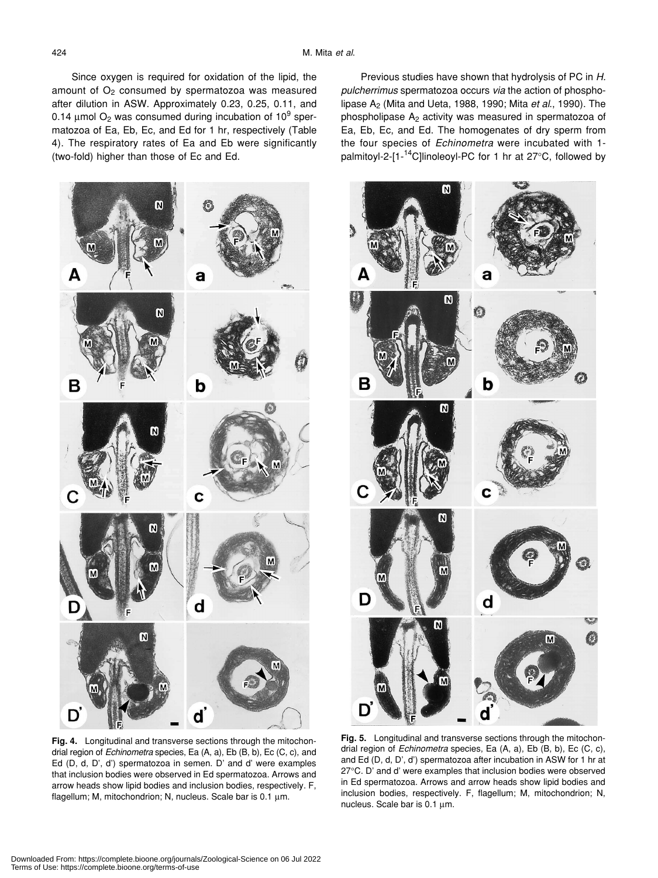Since oxygen is required for oxidation of the lipid, the amount of $O_2$ consumed by spermatozoa was measured after dilution in ASW. Approximately 0.23, 0.25, 0.11, and 0.14 µmol $O_2$ was consumed during incubation of $10^9$ spermatozoa of Ea, Eb, Ec, and Ed for 1 hr, respectively (Table 4). The respiratory rates of Ea and Eb were significantly (two-fold) higher than those of Ec and Ed.

Previous studies have shown that hydrolysis of PC in *H. pulcherrimus* spermatozoa occurs *via* the action of phospholipase $A_2$ (Mita and Ueta, 1988, 1990; Mita *et al.*, 1990). The phospholipase $A_2$ activity was measured in spermatozoa of Ea, Eb, Ec, and Ed. The homogenates of dry sperm from the four species of *Echinometra* were incubated with 1-palmitoyl-2-[1-$^{14}$C]linoleoyl-PC for 1 hr at 27°C, followed by

**Fig. 4.** Longitudinal and transverse sections through the mitochondrial region of *Echinometra* species, Ea (A, a), Eb (B, b), Ec (C, c), and Ed (D, d, D', d') spermatozoa in semen. D' and d' were examples that inclusion bodies were observed in Ed spermatozoa. Arrows and arrow heads show lipid bodies and inclusion bodies, respectively. F, flagellum; M, mitochondrion; N, nucleus. Scale bar is 0.1 µm.

**Fig. 5.** Longitudinal and transverse sections through the mitochondrial region of *Echinometra* species, Ea (A, a), Eb (B, b), Ec (C, c), and Ed (D, d, D', d') spermatozoa after incubation in ASW for 1 hr at 27°C. D' and d' were examples that inclusion bodies were observed in Ed spermatozoa. Arrows and arrow heads show lipid bodies and inclusion bodies, respectively. F, flagellum; M, mitochondrion; N, nucleus. Scale bar is 0.1 µm.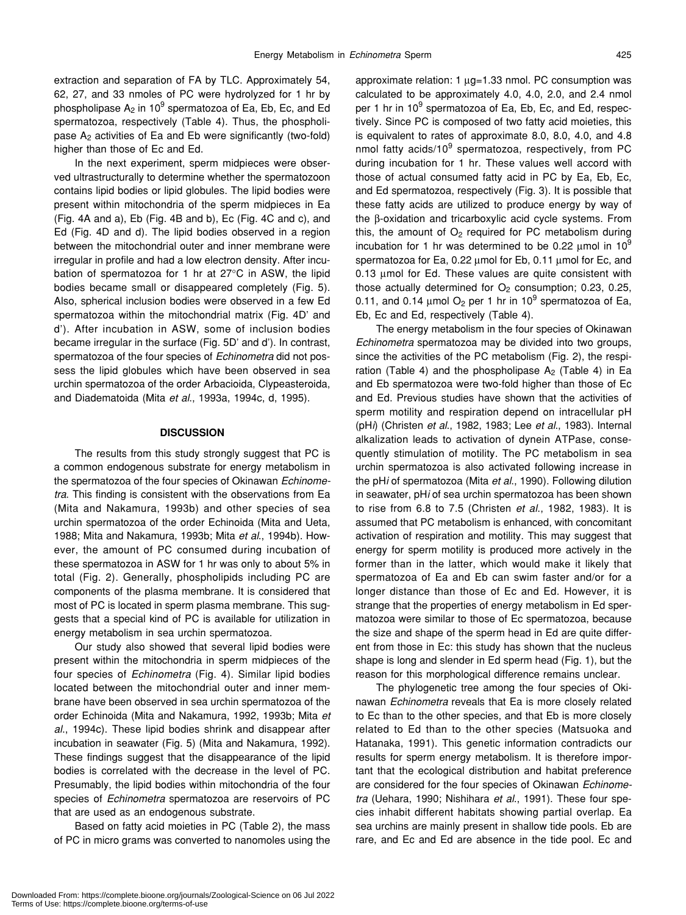extraction and separation of FA by TLC. Approximately 54, 62, 27, and 33 nmoles of PC were hydrolyzed for 1 hr by phospholipase $A_2$ in $10^9$ spermatozoa of Ea, Eb, Ec, and Ed spermatozoa, respectively (Table 4). Thus, the phospholipase $A_2$ activities of Ea and Eb were significantly (two-fold) higher than those of Ec and Ed.

In the next experiment, sperm midpieces were observed ultrastructurally to determine whether the spermatozoon contains lipid bodies or lipid globules. The lipid bodies were present within mitochondria of the sperm midpieces in Ea (Fig. 4A and a), Eb (Fig. 4B and b), Ec (Fig. 4C and c), and Ed (Fig. 4D and d). The lipid bodies observed in a region between the mitochondrial outer and inner membrane were irregular in profile and had a low electron density. After incubation of spermatozoa for 1 hr at 27°C in ASW, the lipid bodies became small or disappeared completely (Fig. 5). Also, spherical inclusion bodies were observed in a few Ed spermatozoa within the mitochondrial matrix (Fig. 4D' and d'). After incubation in ASW, some of inclusion bodies became irregular in the surface (Fig. 5D' and d'). In contrast, spermatozoa of the four species of *Echinometra* did not possess the lipid globules which have been observed in sea urchin spermatozoa of the order Arbacioida, Clypeasteroida, and Diadematoida (Mita *et al*., 1993a, 1994c, d, 1995).

## DISCUSSION

The results from this study strongly suggest that PC is a common endogenous substrate for energy metabolism in the spermatozoa of the four species of Okinawan *Echinometra*. This finding is consistent with the observations from Ea (Mita and Nakamura, 1993b) and other species of sea urchin spermatozoa of the order Echinoida (Mita and Ueta, 1988; Mita and Nakamura, 1993b; Mita *et al*., 1994b). However, the amount of PC consumed during incubation of these spermatozoa in ASW for 1 hr was only to about 5% in total (Fig. 2). Generally, phospholipids including PC are components of the plasma membrane. It is considered that most of PC is located in sperm plasma membrane. This suggests that a special kind of PC is available for utilization in energy metabolism in sea urchin spermatozoa.

Our study also showed that several lipid bodies were present within the mitochondria in sperm midpieces of the four species of *Echinometra* (Fig. 4). Similar lipid bodies located between the mitochondrial outer and inner membrane have been observed in sea urchin spermatozoa of the order Echinoida (Mita and Nakamura, 1992, 1993b; Mita *et al*., 1994c). These lipid bodies shrink and disappear after incubation in seawater (Fig. 5) (Mita and Nakamura, 1992). These findings suggest that the disappearance of the lipid bodies is correlated with the decrease in the level of PC. Presumably, the lipid bodies within mitochondria of the four species of *Echinometra* spermatozoa are reservoirs of PC that are used as an endogenous substrate.

Based on fatty acid moieties in PC (Table 2), the mass of PC in micro grams was converted to nanomoles using the approximate relation: 1 μg=1.33 nmol. PC consumption was calculated to be approximately 4.0, 4.0, 2.0, and 2.4 nmol per 1 hr in $10^9$ spermatozoa of Ea, Eb, Ec, and Ed, respectively. Since PC is composed of two fatty acid moieties, this is equivalent to rates of approximate 8.0, 8.0, 4.0, and 4.8 nmol fatty acids/$10^9$ spermatozoa, respectively, from PC during incubation for 1 hr. These values well accord with those of actual consumed fatty acid in PC by Ea, Eb, Ec, and Ed spermatozoa, respectively (Fig. 3). It is possible that these fatty acids are utilized to produce energy by way of the β-oxidation and tricarboxylic acid cycle systems. From this, the amount of $O_2$ required for PC metabolism during incubation for 1 hr was determined to be 0.22 μmol in $10^9$ spermatozoa for Ea, 0.22 μmol for Eb, 0.11 μmol for Ec, and 0.13 μmol for Ed. These values are quite consistent with those actually determined for $O_2$ consumption; 0.23, 0.25, 0.11, and 0.14 μmol $O_2$ per 1 hr in $10^9$ spermatozoa of Ea, Eb, Ec and Ed, respectively (Table 4).

The energy metabolism in the four species of Okinawan *Echinometra* spermatozoa may be divided into two groups, since the activities of the PC metabolism (Fig. 2), the respiration (Table 4) and the phospholipase $A_2$ (Table 4) in Ea and Eb spermatozoa were two-fold higher than those of Ec and Ed. Previous studies have shown that the activities of sperm motility and respiration depend on intracellular pH (pH*i*) (Christen *et al*., 1982, 1983; Lee *et al*., 1983). Internal alkalization leads to activation of dynein ATPase, consequently stimulation of motility. The PC metabolism in sea urchin spermatozoa is also activated following increase in the pH*i* of spermatozoa (Mita *et al*., 1990). Following dilution in seawater, pH*i* of sea urchin spermatozoa has been shown to rise from 6.8 to 7.5 (Christen *et al*., 1982, 1983). It is assumed that PC metabolism is enhanced, with concomitant activation of respiration and motility. This may suggest that energy for sperm motility is produced more actively in the former than in the latter, which would make it likely that spermatozoa of Ea and Eb can swim faster and/or for a longer distance than those of Ec and Ed. However, it is strange that the properties of energy metabolism in Ed spermatozoa were similar to those of Ec spermatozoa, because the size and shape of the sperm head in Ed are quite different from those in Ec: this study has shown that the nucleus shape is long and slender in Ed sperm head (Fig. 1), but the reason for this morphological difference remains unclear.

The phylogenetic tree among the four species of Okinawan *Echinometra* reveals that Ea is more closely related to Ec than to the other species, and that Eb is more closely related to Ed than to the other species (Matsuoka and Hatanaka, 1991). This genetic information contradicts our results for sperm energy metabolism. It is therefore important that the ecological distribution and habitat preference are considered for the four species of Okinawan *Echinometra* (Uehara, 1990; Nishihara *et al*., 1991). These four species inhabit different habitats showing partial overlap. Ea sea urchins are mainly present in shallow tide pools. Eb are rare, and Ec and Ed are absence in the tide pool. Ec and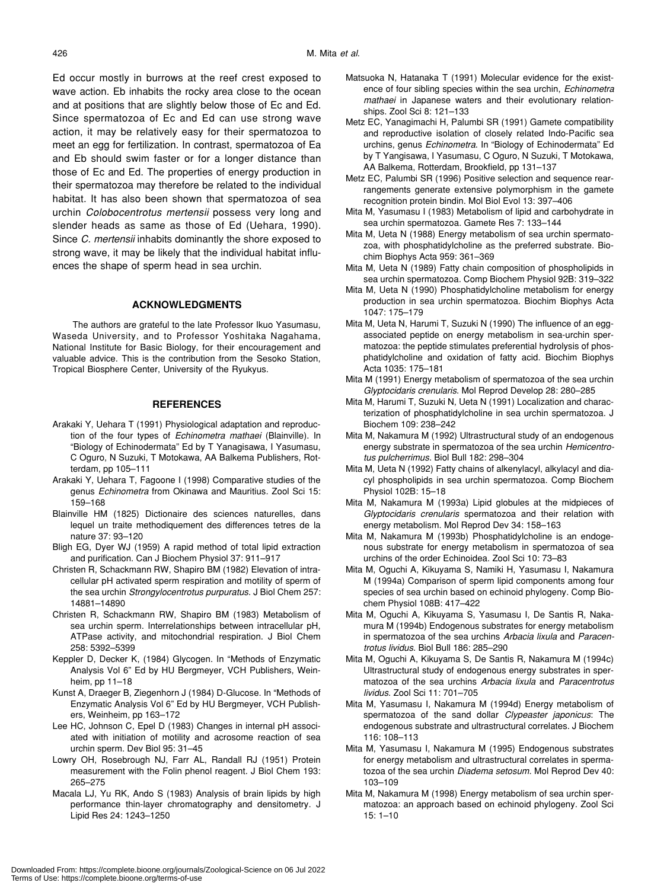Ed occur mostly in burrows at the reef crest exposed to wave action. Eb inhabits the rocky area close to the ocean and at positions that are slightly below those of Ec and Ed. Since spermatozoa of Ec and Ed can use strong wave action, it may be relatively easy for their spermatozoa to meet an egg for fertilization. In contrast, spermatozoa of Ea and Eb should swim faster or for a longer distance than those of Ec and Ed. The properties of energy production in their spermatozoa may therefore be related to the individual habitat. It has also been shown that spermatozoa of sea urchin *Colobocentrotus mertensii* possess very long and slender heads as same as those of Ed (Uehara, 1990). Since *C. mertensii* inhabits dominantly the shore exposed to strong wave, it may be likely that the individual habitat influences the shape of sperm head in sea urchin.

## ACKNOWLEDGMENTS

The authors are grateful to the late Professor Ikuo Yasumasu, Waseda University, and to Professor Yoshitaka Nagahama, National Institute for Basic Biology, for their encouragement and valuable advice. This is the contribution from the Sesoko Station, Tropical Biosphere Center, University of the Ryukyus.

## REFERENCES

Arakaki Y, Uehara T (1991) Physiological adaptation and reproduction of the four types of *Echinometra mathaei* (Blainville). In "Biology of Echinodermata" Ed by T Yanagisawa, I Yasumasu, C Oguro, N Suzuki, T Motokawa, AA Balkema Publishers, Rotterdam, pp 105–111

Arakaki Y, Uehara T, Fagoone I (1998) Comparative studies of the genus *Echinometra* from Okinawa and Mauritius. Zool Sci 15: 159–168

Blainville HM (1825) Dictionaire des sciences naturelles, dans lequel on traite methodiquement des differences tetres de la nature 37: 93–120

Bligh EG, Dyer WJ (1959) A rapid method of total lipid extraction and purification. Can J Biochem Physiol 37: 911–917

Christen R, Schackmann RW, Shapiro BM (1982) Elevation of intracellular pH activated sperm respiration and motility of sperm of the sea urchin *Strongylocentrotus purpuratus*. J Biol Chem 257: 14881–14890

Christen R, Schackmann RW, Shapiro BM (1983) Metabolism of sea urchin sperm. Interrelationships between intracellular pH, ATPase activity, and mitochondrial respiration. J Biol Chem 258: 5392–5399

Keppler D, Decker K, (1984) Glycogen. In "Methods of Enzymatic Analysis Vol 6" Ed by HU Bergmeyer, VCH Publishers, Weinheim, pp 11–18

Kunst A, Draeger B, Ziegenhorn J (1984) D-Glucose. In "Methods of Enzymatic Analysis Vol 6" Ed by HU Bergmeyer, VCH Publishers, Weinheim, pp 163–172

Lee HC, Johnson C, Epel D (1983) Changes in internal pH associated with initiation of motility and acrosome reaction of sea urchin sperm. Dev Biol 95: 31–45

Lowry OH, Rosebrough NJ, Farr AL, Randall RJ (1951) Protein measurement with the Folin phenol reagent. J Biol Chem 193: 265–275

Macala LJ, Yu RK, Ando S (1983) Analysis of brain lipids by high performance thin-layer chromatography and densitometry. J Lipid Res 24: 1243–1250

Matsuoka N, Hatanaka T (1991) Molecular evidence for the existence of four sibling species within the sea urchin, *Echinometra mathaei* in Japanese waters and their evolutionary relationships. Zool Sci 8: 121–133

Metz EC, Yanagimachi H, Palumbi SR (1991) Gamete compatibility and reproductive isolation of closely related Indo-Pacific sea urchins, genus *Echinometra*. In "Biology of Echinodermata" Ed by T Yangisawa, I Yasumasu, C Oguro, N Suzuki, T Motokawa, AA Balkema, Rotterdam, Brookfield, pp 131–137

Metz EC, Palumbi SR (1996) Positive selection and sequence rearrangements generate extensive polymorphism in the gamete recognition protein bindin. Mol Biol Evol 13: 397–406

Mita M, Yasumasu I (1983) Metabolism of lipid and carbohydrate in sea urchin spermatozoa. Gamete Res 7: 133–144

Mita M, Ueta N (1988) Energy metabolism of sea urchin spermatozoa, with phosphatidylcholine as the preferred substrate. Biochim Biophys Acta 959: 361–369

Mita M, Ueta N (1989) Fatty chain composition of phospholipids in sea urchin spermatozoa. Comp Biochem Physiol 92B: 319–322

Mita M, Ueta N (1990) Phosphatidylcholine metabolism for energy production in sea urchin spermatozoa. Biochim Biophys Acta 1047: 175–179

Mita M, Ueta N, Harumi T, Suzuki N (1990) The influence of an egg-associated peptide on energy metabolism in sea-urchin spermatozoa: the peptide stimulates preferential hydrolysis of phosphatidylcholine and oxidation of fatty acid. Biochim Biophys Acta 1035: 175–181

Mita M (1991) Energy metabolism of spermatozoa of the sea urchin *Glyptocidaris crenularis*. Mol Reprod Develop 28: 280–285

Mita M, Harumi T, Suzuki N, Ueta N (1991) Localization and characterization of phosphatidylcholine in sea urchin spermatozoa. J Biochem 109: 238–242

Mita M, Nakamura M (1992) Ultrastructural study of an endogenous energy substrate in spermatozoa of the sea urchin *Hemicentrotus pulcherrimus*. Biol Bull 182: 298–304

Mita M, Ueta N (1992) Fatty chains of alkenylacyl, alkylacyl and diacyl phospholipids in sea urchin spermatozoa. Comp Biochem Physiol 102B: 15–18

Mita M, Nakamura M (1993a) Lipid globules at the midpieces of *Glyptocidaris crenularis* spermatozoa and their relation with energy metabolism. Mol Reprod Dev 34: 158–163

Mita M, Nakamura M (1993b) Phosphatidylcholine is an endogenous substrate for energy metabolism in spermatozoa of sea urchins of the order Echinoidea. Zool Sci 10: 73–83

Mita M, Oguchi A, Kikuyama S, Namiki H, Yasumasu I, Nakamura M (1994a) Comparison of sperm lipid components among four species of sea urchin based on echinoid phylogeny. Comp Biochem Physiol 108B: 417–422

Mita M, Oguchi A, Kikuyama S, Yasumasu I, De Santis R, Nakamura M (1994b) Endogenous substrates for energy metabolism in spermatozoa of the sea urchins *Arbacia lixula* and *Paracentrotus lividus*. Biol Bull 186: 285–290

Mita M, Oguchi A, Kikuyama S, De Santis R, Nakamura M (1994c) Ultrastructural study of endogenous energy substrates in spermatozoa of the sea urchins *Arbacia lixula* and *Paracentrotus lividus*. Zool Sci 11: 701–705

Mita M, Yasumasu I, Nakamura M (1994d) Energy metabolism of spermatozoa of the sand dollar *Clypeaster japonicus*: The endogenous substrate and ultrastructural correlates. J Biochem 116: 108–113

Mita M, Yasumasu I, Nakamura M (1995) Endogenous substrates for energy metabolism and ultrastructural correlates in spermatozoa of the sea urchin *Diadema setosum*. Mol Reprod Dev 40: 103–109

Mita M, Nakamura M (1998) Energy metabolism of sea urchin spermatozoa: an approach based on echinoid phylogeny. Zool Sci 15: 1–10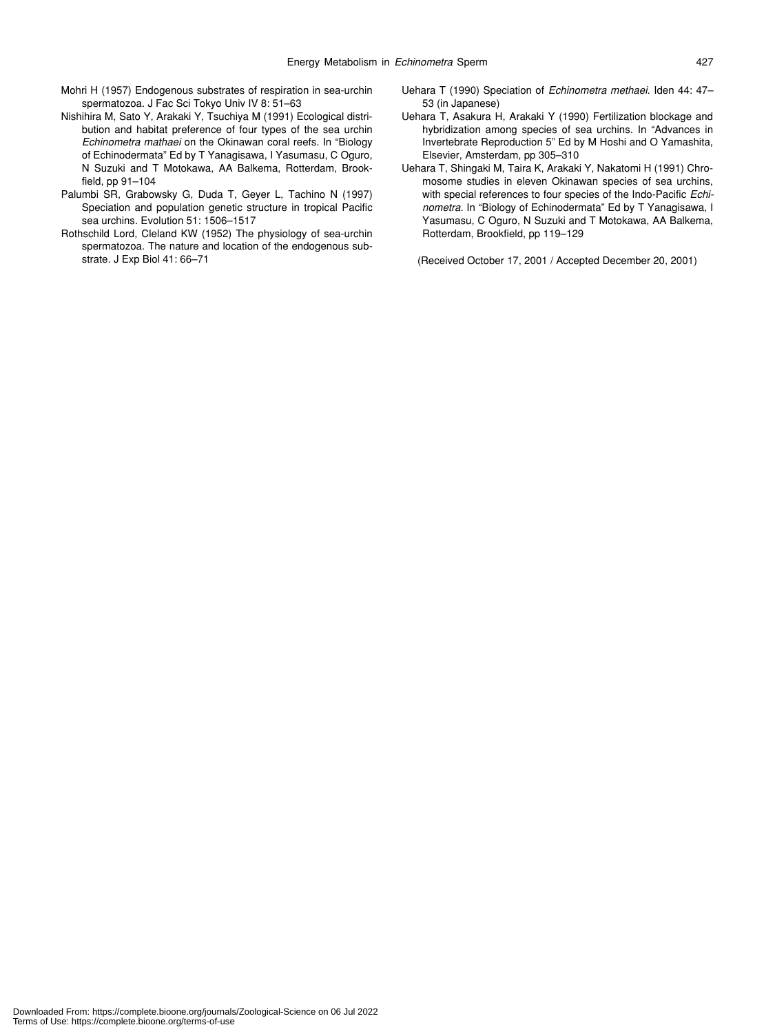Mohri H (1957) Endogenous substrates of respiration in sea-urchin spermatozoa. J Fac Sci Tokyo Univ IV 8: 51–63

Nishihira M, Sato Y, Arakaki Y, Tsuchiya M (1991) Ecological distribution and habitat preference of four types of the sea urchin *Echinometra mathaei* on the Okinawan coral reefs. In "Biology of Echinodermata" Ed by T Yanagisawa, I Yasumasu, C Oguro, N Suzuki and T Motokawa, AA Balkema, Rotterdam, Brookfield, pp 91–104

Palumbi SR, Grabowsky G, Duda T, Geyer L, Tachino N (1997) Speciation and population genetic structure in tropical Pacific sea urchins. Evolution 51: 1506–1517

Rothschild Lord, Cleland KW (1952) The physiology of sea-urchin spermatozoa. The nature and location of the endogenous substrate. J Exp Biol 41: 66–71

Uehara T (1990) Speciation of *Echinometra methaei*. Iden 44: 47–53 (in Japanese)

Uehara T, Asakura H, Arakaki Y (1990) Fertilization blockage and hybridization among species of sea urchins. In "Advances in Invertebrate Reproduction 5" Ed by M Hoshi and O Yamashita, Elsevier, Amsterdam, pp 305–310

Uehara T, Shingaki M, Taira K, Arakaki Y, Nakatomi H (1991) Chromosome studies in eleven Okinawan species of sea urchins, with special references to four species of the Indo-Pacific *Echinometra*. In "Biology of Echinodermata" Ed by T Yanagisawa, I Yasumasu, C Oguro, N Suzuki and T Motokawa, AA Balkema, Rotterdam, Brookfield, pp 119–129

(Received October 17, 2001 / Accepted December 20, 2001)